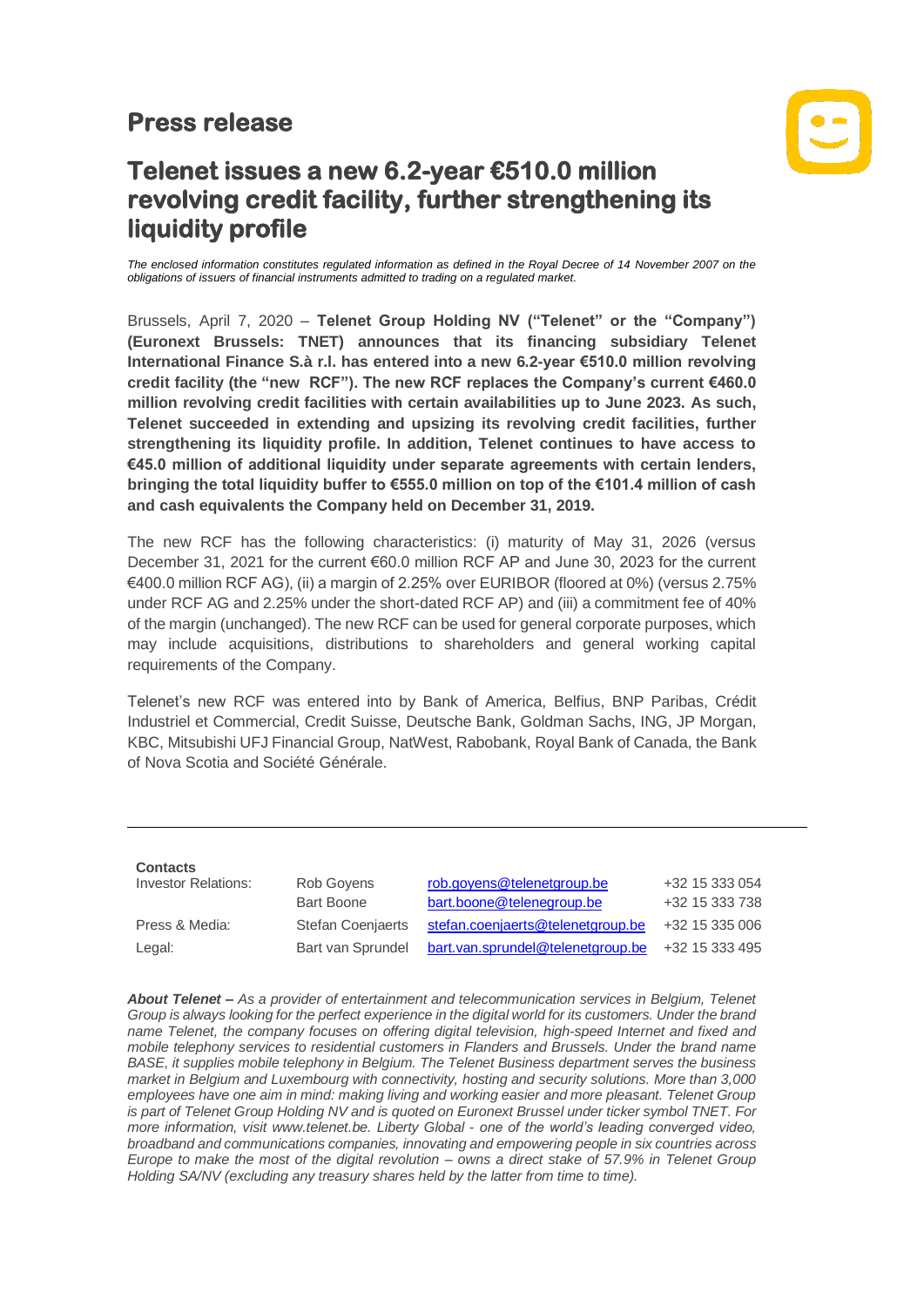# Press release

## Telenet issues a new 6.2-year €510.0 million revolving credit facility, further strengthening its liquidity profile

*The enclosed information constitutes regulated information as defined in the Royal Decree of 14 November 2007 on the obligations of issuers of financial instruments admitted to trading on a regulated market.*

Brussels, April 7, 2020 – **Telenet Group Holding NV ("Telenet" or the "Company") (Euronext Brussels: TNET) announces that its financing subsidiary Telenet International Finance S.à r.l. has entered into a new 6.2-year €510.0 million revolving credit facility (the "new RCF"). The new RCF replaces the Company's current €460.0 million revolving credit facilities with certain availabilities up to June 2023. As such, Telenet succeeded in extending and upsizing its revolving credit facilities, further strengthening its liquidity profile. In addition, Telenet continues to have access to €45.0 million of additional liquidity under separate agreements with certain lenders, bringing the total liquidity buffer to €555.0 million on top of the €101.4 million of cash and cash equivalents the Company held on December 31, 2019.**

The new RCF has the following characteristics: (i) maturity of May 31, 2026 (versus December 31, 2021 for the current €60.0 million RCF AP and June 30, 2023 for the current €400.0 million RCF AG), (ii) a margin of 2.25% over EURIBOR (floored at 0%) (versus 2.75% under RCF AG and 2.25% under the short-dated RCF AP) and (iii) a commitment fee of 40% of the margin (unchanged). The new RCF can be used for general corporate purposes, which may include acquisitions, distributions to shareholders and general working capital requirements of the Company.

Telenet's new RCF was entered into by Bank of America, Belfius, BNP Paribas, Crédit Industriel et Commercial, Credit Suisse, Deutsche Bank, Goldman Sachs, ING, JP Morgan, KBC, Mitsubishi UFJ Financial Group, NatWest, Rabobank, Royal Bank of Canada, the Bank of Nova Scotia and Société Générale.

---

**Contacts**

| | | | |
|---|---|---|---|
| Investor Relations: | Rob Goyens | rob.goyens@telenetgroup.be | +32 15 333 054 |
| | Bart Boone | bart.boone@telenegroup.be | +32 15 333 738 |
| Press & Media: | Stefan Coenjaerts | stefan.coenjaerts@telenetgroup.be | +32 15 335 006 |
| Legal: | Bart van Sprundel | bart.van.sprundel@telenetgroup.be | +32 15 333 495 |

***About Telenet** – As a provider of entertainment and telecommunication services in Belgium, Telenet Group is always looking for the perfect experience in the digital world for its customers. Under the brand name Telenet, the company focuses on offering digital television, high-speed Internet and fixed and mobile telephony services to residential customers in Flanders and Brussels. Under the brand name BASE, it supplies mobile telephony in Belgium. The Telenet Business department serves the business market in Belgium and Luxembourg with connectivity, hosting and security solutions. More than 3,000 employees have one aim in mind: making living and working easier and more pleasant. Telenet Group is part of Telenet Group Holding NV and is quoted on Euronext Brussel under ticker symbol TNET. For more information, visit www.telenet.be. Liberty Global - one of the world's leading converged video, broadband and communications companies, innovating and empowering people in six countries across Europe to make the most of the digital revolution – owns a direct stake of 57.9% in Telenet Group Holding SA/NV (excluding any treasury shares held by the latter from time to time).*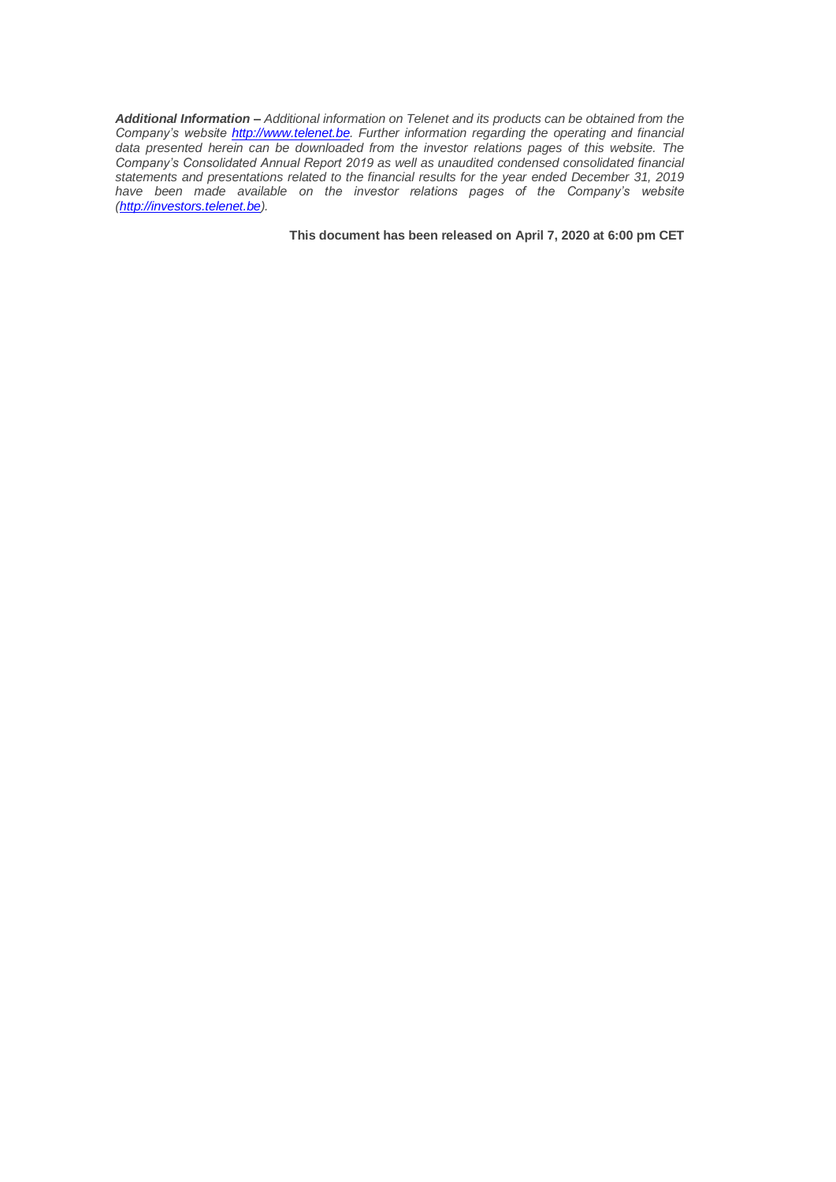***Additional Information –*** *Additional information on Telenet and its products can be obtained from the Company's website [http://www.telenet.be](http://www.telenet.be). Further information regarding the operating and financial data presented herein can be downloaded from the investor relations pages of this website. The Company's Consolidated Annual Report 2019 as well as unaudited condensed consolidated financial statements and presentations related to the financial results for the year ended December 31, 2019 have been made available on the investor relations pages of the Company's website ([http://investors.telenet.be](http://investors.telenet.be)).*

**This document has been released on April 7, 2020 at 6:00 pm CET**